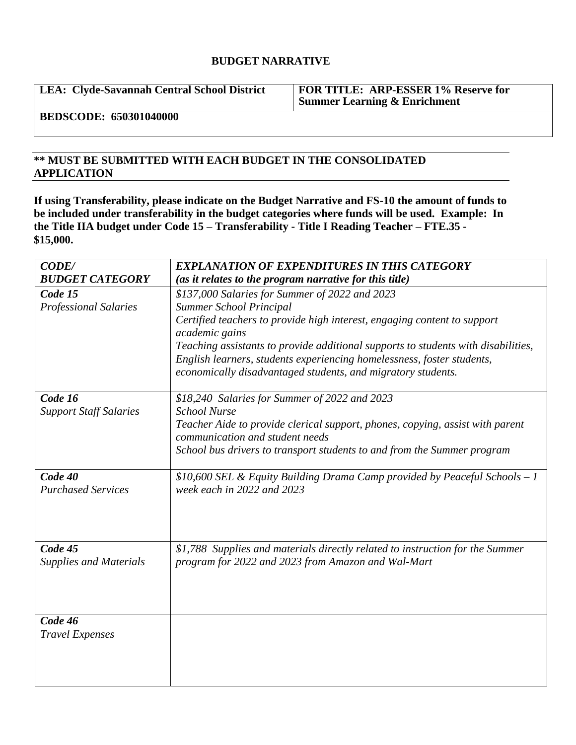# BUDGET NARRATIVE

| LEA: Clyde-Savannah Central School District | FOR TITLE: ARP-ESSER 1% Reserve for Summer Learning & Enrichment |
|---|---|
| BEDSCODE: 650301040000 | |

**\*\* MUST BE SUBMITTED WITH EACH BUDGET IN THE CONSOLIDATED APPLICATION**

**If using Transferability, please indicate on the Budget Narrative and FS-10 the amount of funds to be included under transferability in the budget categories where funds will be used. Example: In the Title IIA budget under Code 15 – Transferability - Title I Reading Teacher – FTE.35 - $15,000.**

| ***CODE/ BUDGET CATEGORY*** | ***EXPLANATION OF EXPENDITURES IN THIS CATEGORY (as it relates to the program narrative for this title)*** |
|---|---|
| ***Code 15*** *Professional Salaries* | *$137,000 Salaries for Summer of 2022 and 2023*<br>*Summer School Principal*<br>*Certified teachers to provide high interest, engaging content to support academic gains*<br>*Teaching assistants to provide additional supports to students with disabilities, English learners, students experiencing homelessness, foster students, economically disadvantaged students, and migratory students.* |
| ***Code 16*** *Support Staff Salaries* | *$18,240 Salaries for Summer of 2022 and 2023*<br>*School Nurse*<br>*Teacher Aide to provide clerical support, phones, copying, assist with parent communication and student needs*<br>*School bus drivers to transport students to and from the Summer program* |
| ***Code 40*** *Purchased Services* | *$10,600 SEL & Equity Building Drama Camp provided by Peaceful Schools – 1 week each in 2022 and 2023* |
| ***Code 45*** *Supplies and Materials* | *$1,788 Supplies and materials directly related to instruction for the Summer program for 2022 and 2023 from Amazon and Wal-Mart* |
| ***Code 46*** *Travel Expenses* | |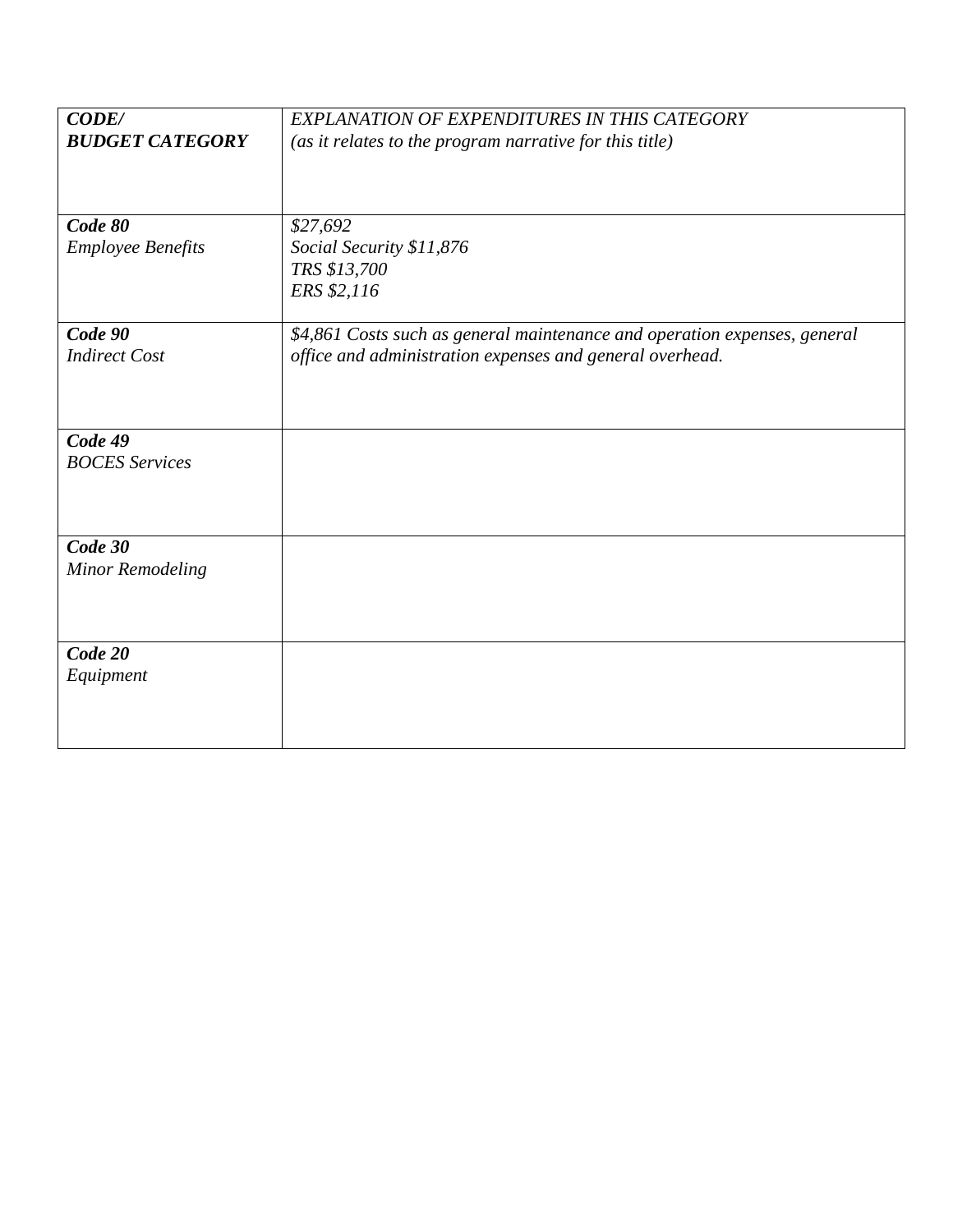| ***CODE/ BUDGET CATEGORY*** | *EXPLANATION OF EXPENDITURES IN THIS CATEGORY (as it relates to the program narrative for this title)* |
|---|---|
| ***Code 80*** *Employee Benefits* | *$27,692* *Social Security $11,876* *TRS $13,700* *ERS $2,116* |
| ***Code 90*** *Indirect Cost* | *$4,861 Costs such as general maintenance and operation expenses, general office and administration expenses and general overhead.* |
| ***Code 49*** *BOCES Services* | |
| ***Code 30*** *Minor Remodeling* | |
| ***Code 20*** *Equipment* | |